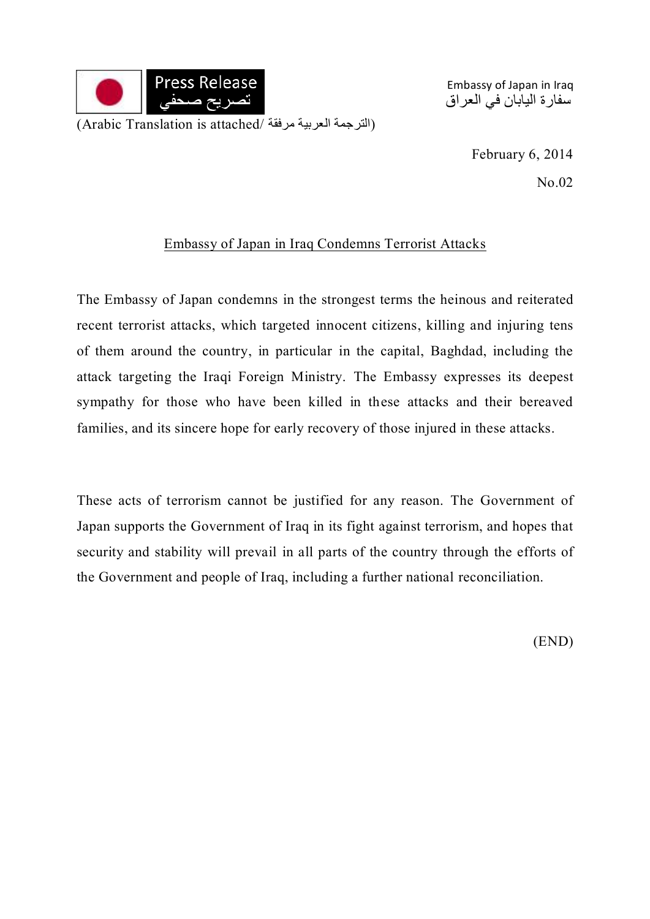Press Release
تصريح صحفي

Embassy of Japan in Iraq
سفارة اليابان في العراق

(Arabic Translation is attached/ الترجمة العربية مرفقة)

February 6, 2014

No.02

## Embassy of Japan in Iraq Condemns Terrorist Attacks

The Embassy of Japan condemns in the strongest terms the heinous and reiterated recent terrorist attacks, which targeted innocent citizens, killing and injuring tens of them around the country, in particular in the capital, Baghdad, including the attack targeting the Iraqi Foreign Ministry. The Embassy expresses its deepest sympathy for those who have been killed in these attacks and their bereaved families, and its sincere hope for early recovery of those injured in these attacks.

These acts of terrorism cannot be justified for any reason. The Government of Japan supports the Government of Iraq in its fight against terrorism, and hopes that security and stability will prevail in all parts of the country through the efforts of the Government and people of Iraq, including a further national reconciliation.

(END)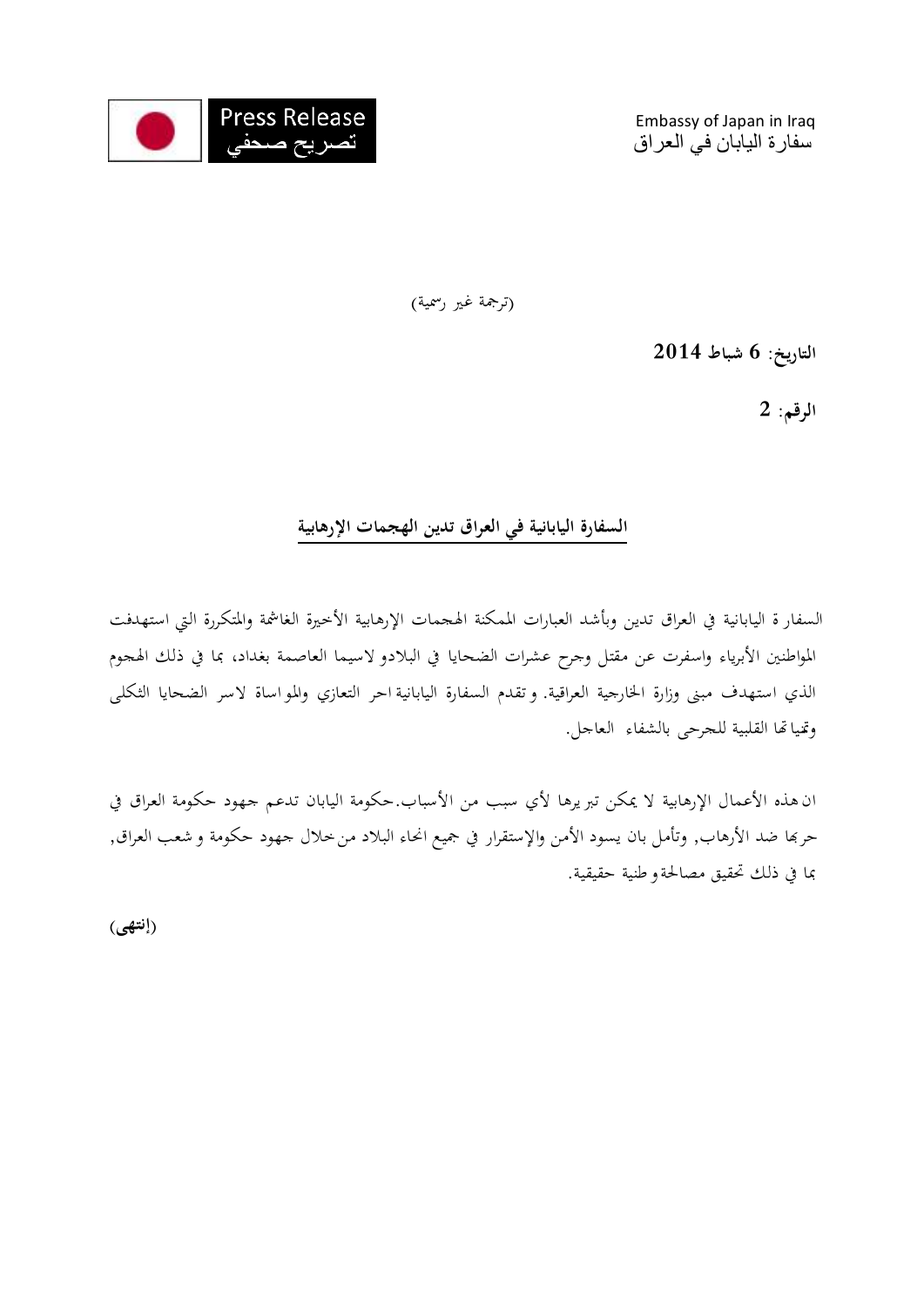Press Release
تصريح صحفي

Embassy of Japan in Iraq
سفارة اليابان في العراق

(ترجمة غير رسمية)

**التاريخ: 6 شباط 2014**

**الرقم: 2**

## السفارة اليابانية في العراق تدين الهجمات الإرهابية

السفارة اليابانية في العراق تدين وبأشد العبارات الممكنة الهجمات الإرهابية الأخيرة الغاشمة والمتكررة التي استهدفت المواطنين الأبرياء واسفرت عن مقتل وجرح عشرات الضحايا في البلادو لاسيما العاصمة بغداد، بما في ذلك الهجوم الذي استهدف مبنى وزارة الخارجية العراقية. و تقدم السفارة اليابانية احر التعازي والمواساة لاسر الضحايا الثكلى وتمنيا تها القلبية للجرحى بالشفاء العاجل.

ان هذه الأعمال الإرهابية لا يمكن تبريرها لأي سبب من الأسباب.حكومة اليابان تدعم جهود حكومة العراق في حربها ضد الأرهاب, وتأمل بان يسود الأمن والإستقرار في جميع انحاء البلاد من خلال جهود حكومة و شعب العراق, بما في ذلك تحقيق مصالحة وطنية حقيقية.

**(إنتهى)**